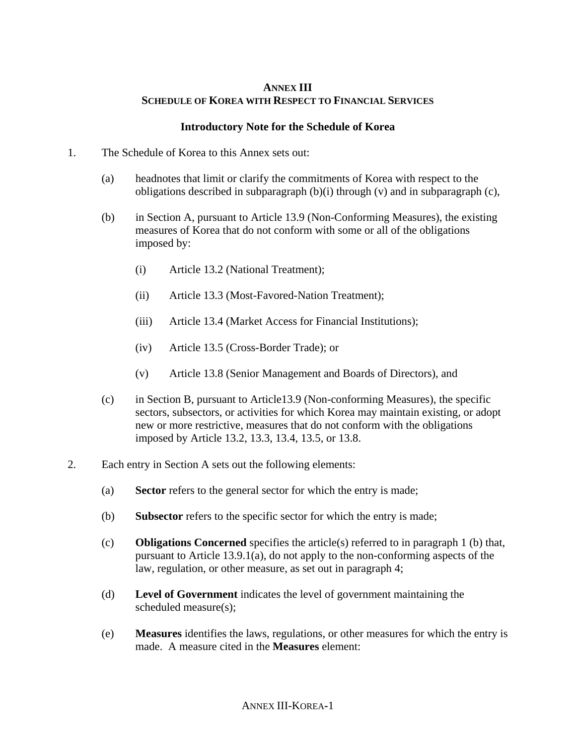# ANNEX III
## SCHEDULE OF KOREA WITH RESPECT TO FINANCIAL SERVICES

### Introductory Note for the Schedule of Korea

1. The Schedule of Korea to this Annex sets out:

   (a) headnotes that limit or clarify the commitments of Korea with respect to the obligations described in subparagraph (b)(i) through (v) and in subparagraph (c),

   (b) in Section A, pursuant to Article 13.9 (Non-Conforming Measures), the existing measures of Korea that do not conform with some or all of the obligations imposed by:

      (i) Article 13.2 (National Treatment);

      (ii) Article 13.3 (Most-Favored-Nation Treatment);

      (iii) Article 13.4 (Market Access for Financial Institutions);

      (iv) Article 13.5 (Cross-Border Trade); or

      (v) Article 13.8 (Senior Management and Boards of Directors), and

   (c) in Section B, pursuant to Article13.9 (Non-conforming Measures), the specific sectors, subsectors, or activities for which Korea may maintain existing, or adopt new or more restrictive, measures that do not conform with the obligations imposed by Article 13.2, 13.3, 13.4, 13.5, or 13.8.

2. Each entry in Section A sets out the following elements:

   (a) **Sector** refers to the general sector for which the entry is made;

   (b) **Subsector** refers to the specific sector for which the entry is made;

   (c) **Obligations Concerned** specifies the article(s) referred to in paragraph 1 (b) that, pursuant to Article 13.9.1(a), do not apply to the non-conforming aspects of the law, regulation, or other measure, as set out in paragraph 4;

   (d) **Level of Government** indicates the level of government maintaining the scheduled measure(s);

   (e) **Measures** identifies the laws, regulations, or other measures for which the entry is made. A measure cited in the **Measures** element: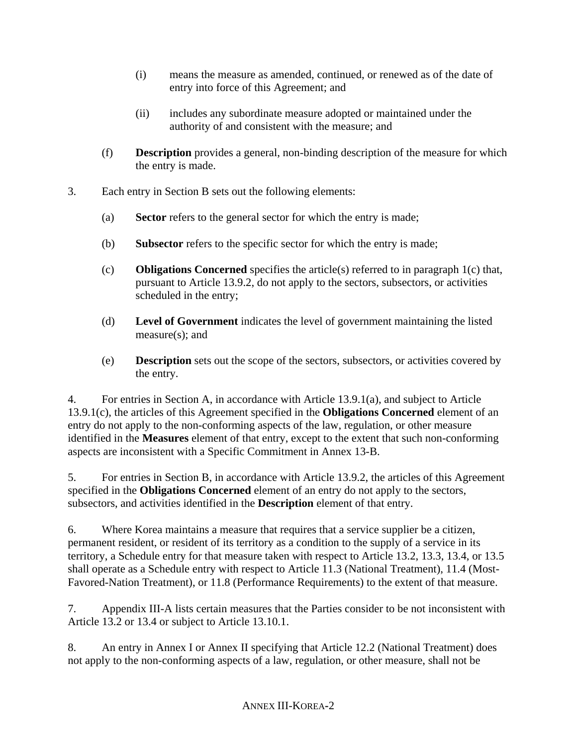(i) means the measure as amended, continued, or renewed as of the date of entry into force of this Agreement; and

(ii) includes any subordinate measure adopted or maintained under the authority of and consistent with the measure; and

(f) **Description** provides a general, non-binding description of the measure for which the entry is made.

3. Each entry in Section B sets out the following elements:

(a) **Sector** refers to the general sector for which the entry is made;

(b) **Subsector** refers to the specific sector for which the entry is made;

(c) **Obligations Concerned** specifies the article(s) referred to in paragraph 1(c) that, pursuant to Article 13.9.2, do not apply to the sectors, subsectors, or activities scheduled in the entry;

(d) **Level of Government** indicates the level of government maintaining the listed measure(s); and

(e) **Description** sets out the scope of the sectors, subsectors, or activities covered by the entry.

4. For entries in Section A, in accordance with Article 13.9.1(a), and subject to Article 13.9.1(c), the articles of this Agreement specified in the **Obligations Concerned** element of an entry do not apply to the non-conforming aspects of the law, regulation, or other measure identified in the **Measures** element of that entry, except to the extent that such non-conforming aspects are inconsistent with a Specific Commitment in Annex 13-B.

5. For entries in Section B, in accordance with Article 13.9.2, the articles of this Agreement specified in the **Obligations Concerned** element of an entry do not apply to the sectors, subsectors, and activities identified in the **Description** element of that entry.

6. Where Korea maintains a measure that requires that a service supplier be a citizen, permanent resident, or resident of its territory as a condition to the supply of a service in its territory, a Schedule entry for that measure taken with respect to Article 13.2, 13.3, 13.4, or 13.5 shall operate as a Schedule entry with respect to Article 11.3 (National Treatment), 11.4 (Most-Favored-Nation Treatment), or 11.8 (Performance Requirements) to the extent of that measure.

7. Appendix III-A lists certain measures that the Parties consider to be not inconsistent with Article 13.2 or 13.4 or subject to Article 13.10.1.

8. An entry in Annex I or Annex II specifying that Article 12.2 (National Treatment) does not apply to the non-conforming aspects of a law, regulation, or other measure, shall not be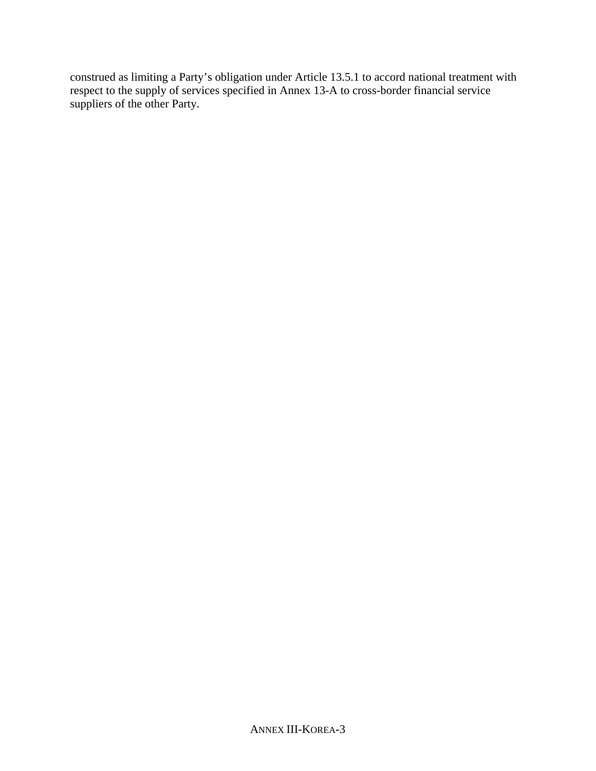construed as limiting a Party's obligation under Article 13.5.1 to accord national treatment with respect to the supply of services specified in Annex 13-A to cross-border financial service suppliers of the other Party.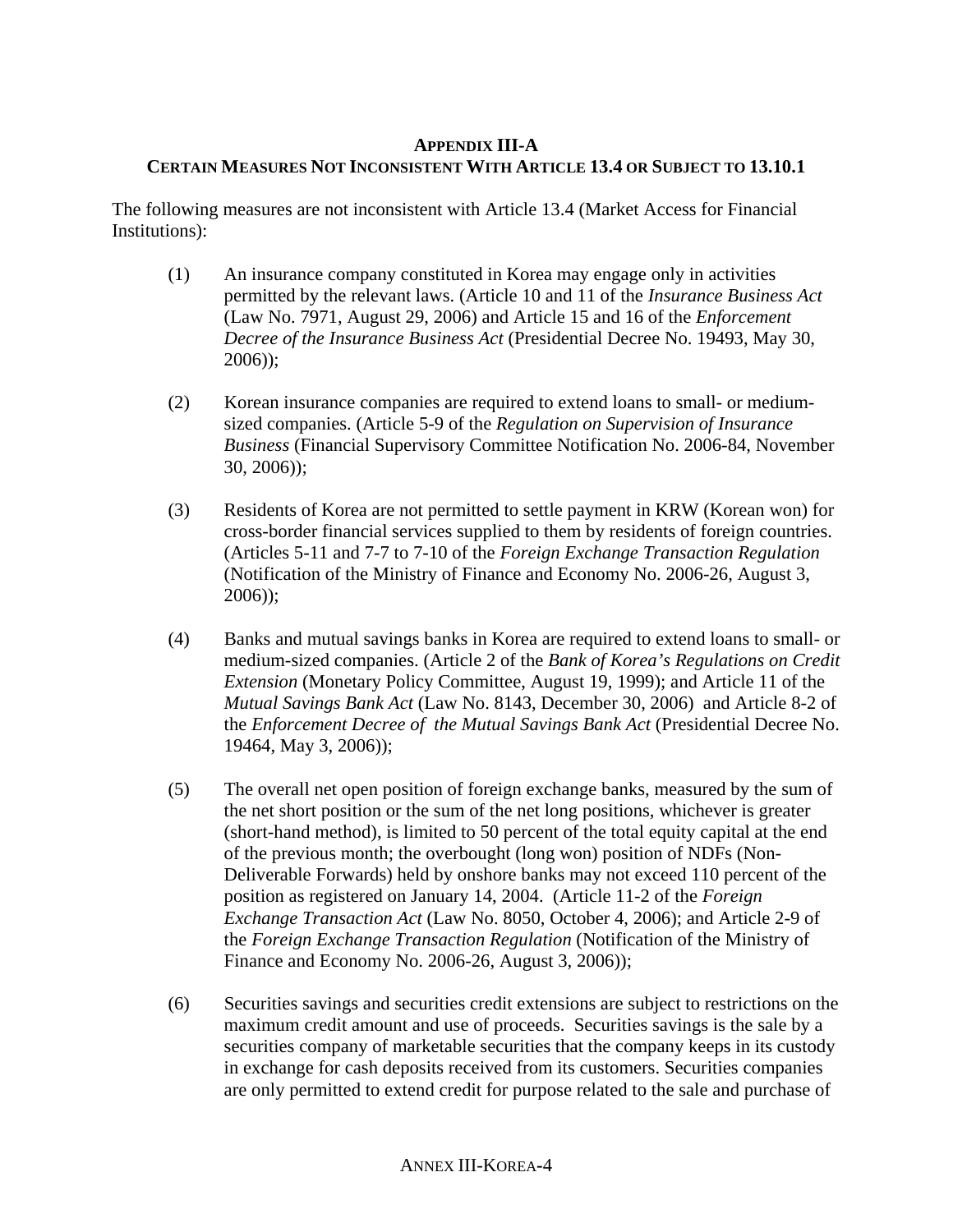## APPENDIX III-A
## CERTAIN MEASURES NOT INCONSISTENT WITH ARTICLE 13.4 OR SUBJECT TO 13.10.1

The following measures are not inconsistent with Article 13.4 (Market Access for Financial Institutions):

(1) An insurance company constituted in Korea may engage only in activities permitted by the relevant laws. (Article 10 and 11 of the *Insurance Business Act* (Law No. 7971, August 29, 2006) and Article 15 and 16 of the *Enforcement Decree of the Insurance Business Act* (Presidential Decree No. 19493, May 30, 2006));

(2) Korean insurance companies are required to extend loans to small- or medium-sized companies. (Article 5-9 of the *Regulation on Supervision of Insurance Business* (Financial Supervisory Committee Notification No. 2006-84, November 30, 2006));

(3) Residents of Korea are not permitted to settle payment in KRW (Korean won) for cross-border financial services supplied to them by residents of foreign countries. (Articles 5-11 and 7-7 to 7-10 of the *Foreign Exchange Transaction Regulation* (Notification of the Ministry of Finance and Economy No. 2006-26, August 3, 2006));

(4) Banks and mutual savings banks in Korea are required to extend loans to small- or medium-sized companies. (Article 2 of the *Bank of Korea's Regulations on Credit Extension* (Monetary Policy Committee, August 19, 1999); and Article 11 of the *Mutual Savings Bank Act* (Law No. 8143, December 30, 2006) and Article 8-2 of the *Enforcement Decree of the Mutual Savings Bank Act* (Presidential Decree No. 19464, May 3, 2006));

(5) The overall net open position of foreign exchange banks, measured by the sum of the net short position or the sum of the net long positions, whichever is greater (short-hand method), is limited to 50 percent of the total equity capital at the end of the previous month; the overbought (long won) position of NDFs (Non-Deliverable Forwards) held by onshore banks may not exceed 110 percent of the position as registered on January 14, 2004. (Article 11-2 of the *Foreign Exchange Transaction Act* (Law No. 8050, October 4, 2006); and Article 2-9 of the *Foreign Exchange Transaction Regulation* (Notification of the Ministry of Finance and Economy No. 2006-26, August 3, 2006));

(6) Securities savings and securities credit extensions are subject to restrictions on the maximum credit amount and use of proceeds. Securities savings is the sale by a securities company of marketable securities that the company keeps in its custody in exchange for cash deposits received from its customers. Securities companies are only permitted to extend credit for purpose related to the sale and purchase of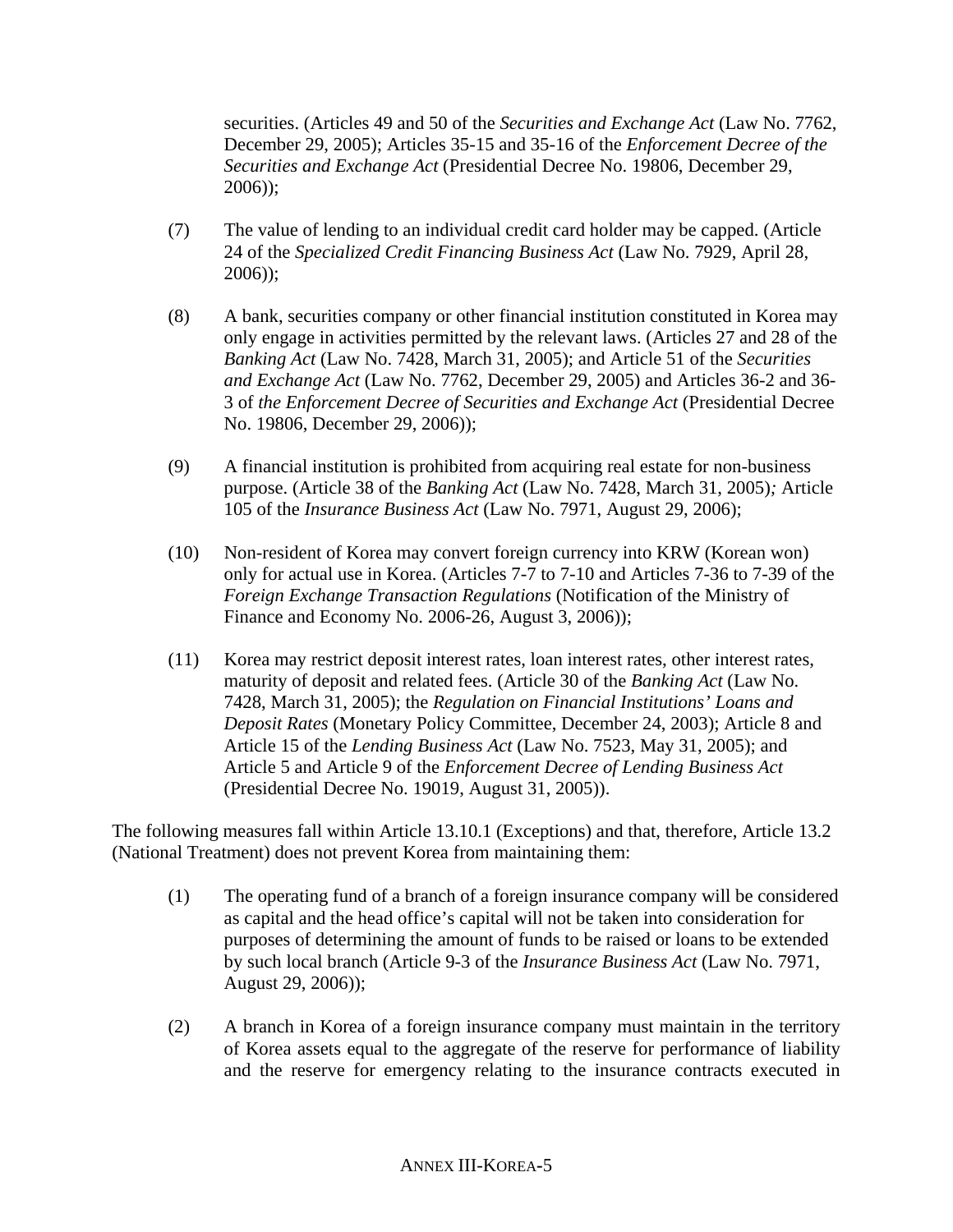securities. (Articles 49 and 50 of the *Securities and Exchange Act* (Law No. 7762, December 29, 2005); Articles 35-15 and 35-16 of the *Enforcement Decree of the Securities and Exchange Act* (Presidential Decree No. 19806, December 29, 2006));

(7) The value of lending to an individual credit card holder may be capped. (Article 24 of the *Specialized Credit Financing Business Act* (Law No. 7929, April 28, 2006));

(8) A bank, securities company or other financial institution constituted in Korea may only engage in activities permitted by the relevant laws. (Articles 27 and 28 of the *Banking Act* (Law No. 7428, March 31, 2005); and Article 51 of the *Securities and Exchange Act* (Law No. 7762, December 29, 2005) and Articles 36-2 and 36-3 of *the Enforcement Decree of Securities and Exchange Act* (Presidential Decree No. 19806, December 29, 2006));

(9) A financial institution is prohibited from acquiring real estate for non-business purpose. (Article 38 of the *Banking Act* (Law No. 7428, March 31, 2005)*;* Article 105 of the *Insurance Business Act* (Law No. 7971, August 29, 2006);

(10) Non-resident of Korea may convert foreign currency into KRW (Korean won) only for actual use in Korea. (Articles 7-7 to 7-10 and Articles 7-36 to 7-39 of the *Foreign Exchange Transaction Regulations* (Notification of the Ministry of Finance and Economy No. 2006-26, August 3, 2006));

(11) Korea may restrict deposit interest rates, loan interest rates, other interest rates, maturity of deposit and related fees. (Article 30 of the *Banking Act* (Law No. 7428, March 31, 2005); the *Regulation on Financial Institutions' Loans and Deposit Rates* (Monetary Policy Committee, December 24, 2003); Article 8 and Article 15 of the *Lending Business Act* (Law No. 7523, May 31, 2005); and Article 5 and Article 9 of the *Enforcement Decree of Lending Business Act* (Presidential Decree No. 19019, August 31, 2005)).

The following measures fall within Article 13.10.1 (Exceptions) and that, therefore, Article 13.2 (National Treatment) does not prevent Korea from maintaining them:

(1) The operating fund of a branch of a foreign insurance company will be considered as capital and the head office's capital will not be taken into consideration for purposes of determining the amount of funds to be raised or loans to be extended by such local branch (Article 9-3 of the *Insurance Business Act* (Law No. 7971, August 29, 2006));

(2) A branch in Korea of a foreign insurance company must maintain in the territory of Korea assets equal to the aggregate of the reserve for performance of liability and the reserve for emergency relating to the insurance contracts executed in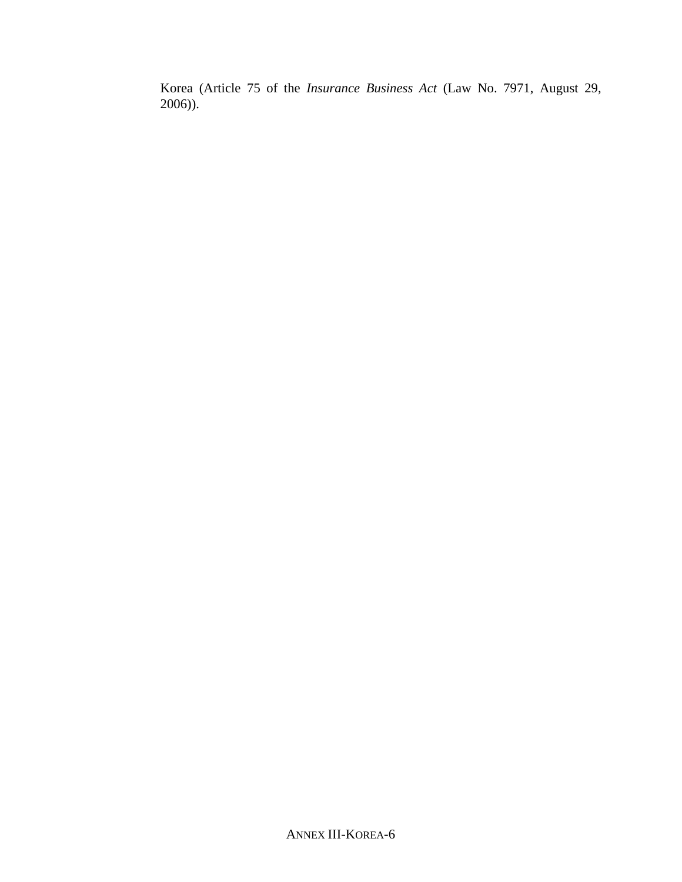Korea (Article 75 of the *Insurance Business Act* (Law No. 7971, August 29, 2006)).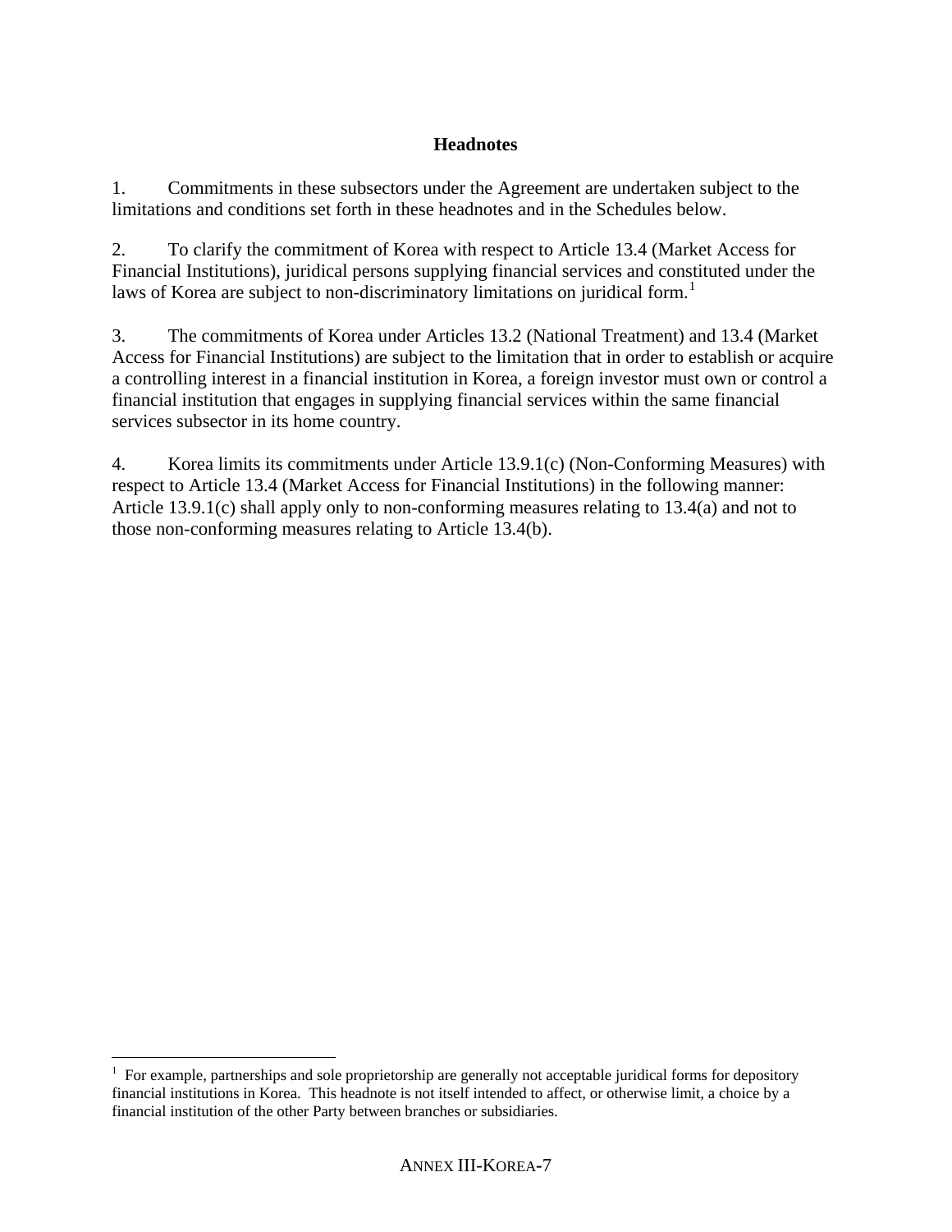## Headnotes

1. Commitments in these subsectors under the Agreement are undertaken subject to the limitations and conditions set forth in these headnotes and in the Schedules below.

2. To clarify the commitment of Korea with respect to Article 13.4 (Market Access for Financial Institutions), juridical persons supplying financial services and constituted under the laws of Korea are subject to non-discriminatory limitations on juridical form.[1]

3. The commitments of Korea under Articles 13.2 (National Treatment) and 13.4 (Market Access for Financial Institutions) are subject to the limitation that in order to establish or acquire a controlling interest in a financial institution in Korea, a foreign investor must own or control a financial institution that engages in supplying financial services within the same financial services subsector in its home country.

4. Korea limits its commitments under Article 13.9.1(c) (Non-Conforming Measures) with respect to Article 13.4 (Market Access for Financial Institutions) in the following manner: Article 13.9.1(c) shall apply only to non-conforming measures relating to 13.4(a) and not to those non-conforming measures relating to Article 13.4(b).

---

[1] For example, partnerships and sole proprietorship are generally not acceptable juridical forms for depository financial institutions in Korea. This headnote is not itself intended to affect, or otherwise limit, a choice by a financial institution of the other Party between branches or subsidiaries.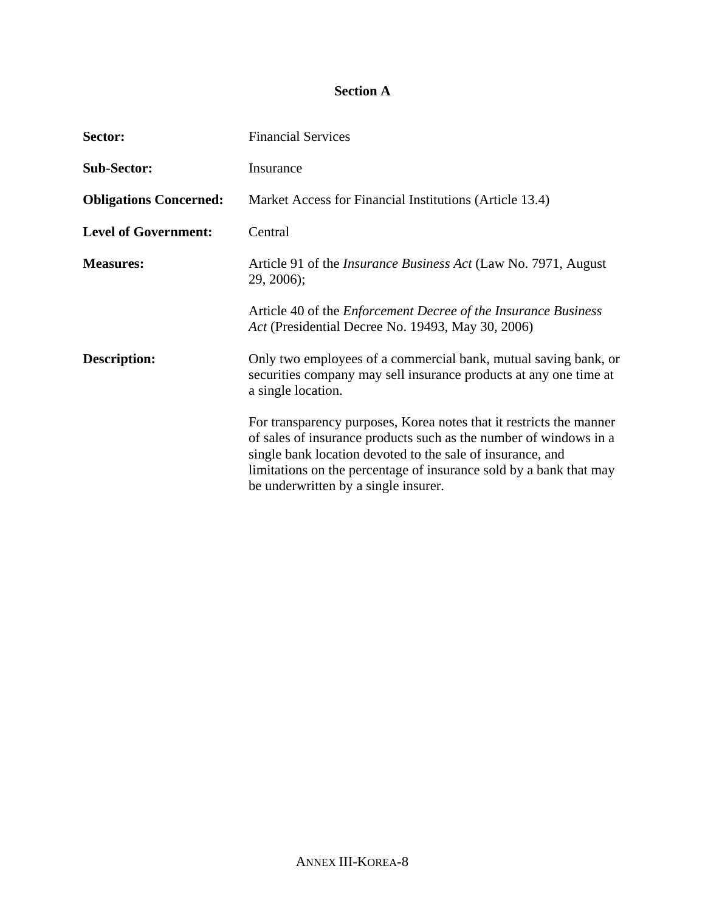## Section A

**Sector:** Financial Services

**Sub-Sector:** Insurance

**Obligations Concerned:** Market Access for Financial Institutions (Article 13.4)

**Level of Government:** Central

**Measures:** Article 91 of the *Insurance Business Act* (Law No. 7971, August 29, 2006);

Article 40 of the *Enforcement Decree of the Insurance Business Act* (Presidential Decree No. 19493, May 30, 2006)

**Description:** Only two employees of a commercial bank, mutual saving bank, or securities company may sell insurance products at any one time at a single location.

For transparency purposes, Korea notes that it restricts the manner of sales of insurance products such as the number of windows in a single bank location devoted to the sale of insurance, and limitations on the percentage of insurance sold by a bank that may be underwritten by a single insurer.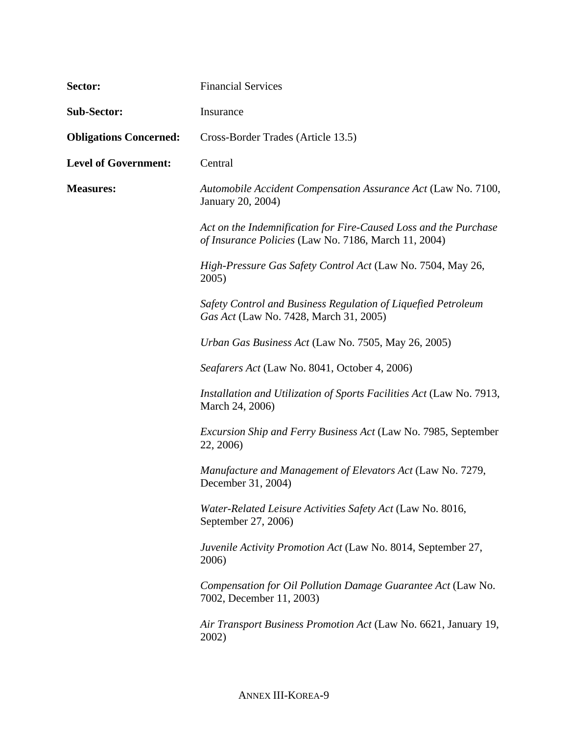**Sector:** Financial Services

**Sub-Sector:** Insurance

**Obligations Concerned:** Cross-Border Trades (Article 13.5)

**Level of Government:** Central

**Measures:**

*Automobile Accident Compensation Assurance Act* (Law No. 7100, January 20, 2004)

*Act on the Indemnification for Fire-Caused Loss and the Purchase of Insurance Policies* (Law No. 7186, March 11, 2004)

*High-Pressure Gas Safety Control Act* (Law No. 7504, May 26, 2005)

*Safety Control and Business Regulation of Liquefied Petroleum Gas Act* (Law No. 7428, March 31, 2005)

*Urban Gas Business Act* (Law No. 7505, May 26, 2005)

*Seafarers Act* (Law No. 8041, October 4, 2006)

*Installation and Utilization of Sports Facilities Act* (Law No. 7913, March 24, 2006)

*Excursion Ship and Ferry Business Act* (Law No. 7985, September 22, 2006)

*Manufacture and Management of Elevators Act* (Law No. 7279, December 31, 2004)

*Water-Related Leisure Activities Safety Act* (Law No. 8016, September 27, 2006)

*Juvenile Activity Promotion Act* (Law No. 8014, September 27, 2006)

*Compensation for Oil Pollution Damage Guarantee Act* (Law No. 7002, December 11, 2003)

*Air Transport Business Promotion Act* (Law No. 6621, January 19, 2002)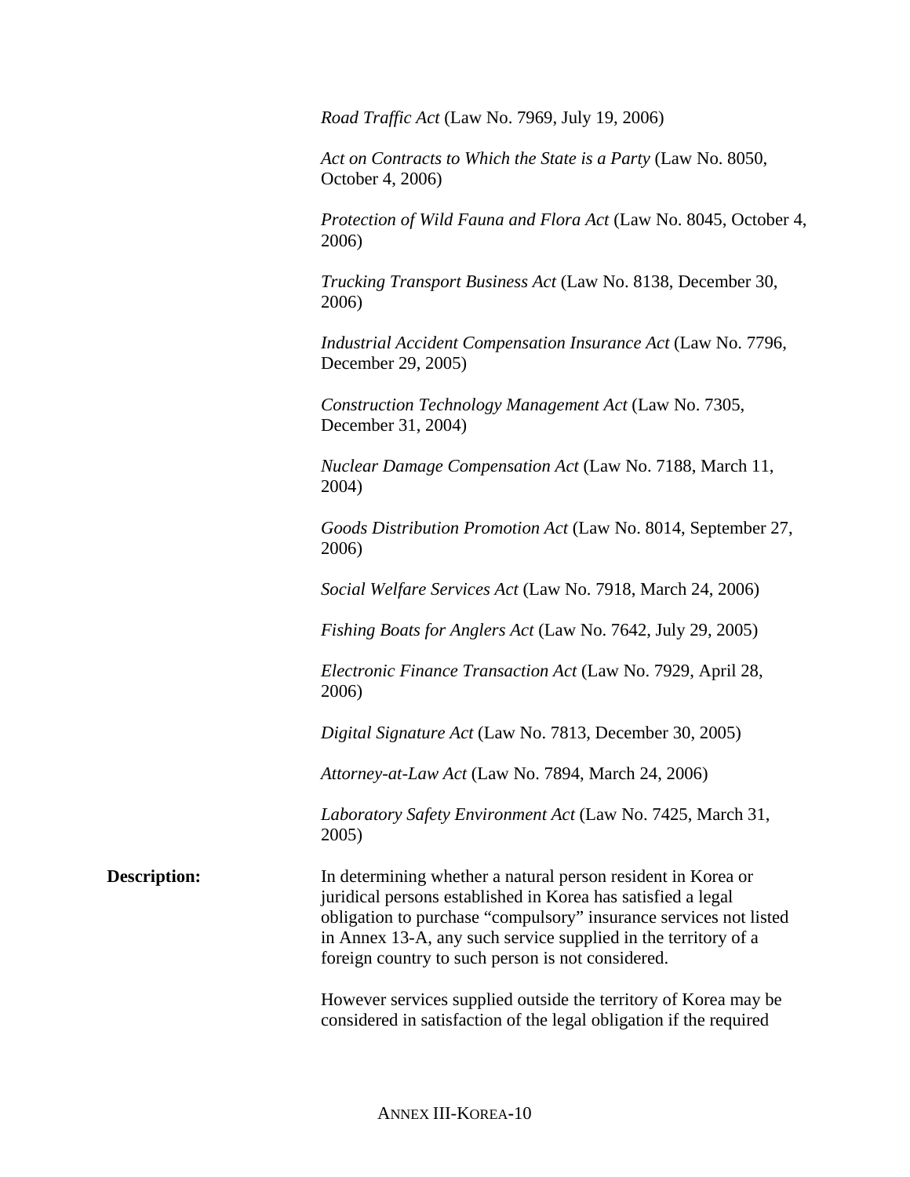*Road Traffic Act* (Law No. 7969, July 19, 2006)

*Act on Contracts to Which the State is a Party* (Law No. 8050, October 4, 2006)

*Protection of Wild Fauna and Flora Act* (Law No. 8045, October 4, 2006)

*Trucking Transport Business Act* (Law No. 8138, December 30, 2006)

*Industrial Accident Compensation Insurance Act* (Law No. 7796, December 29, 2005)

*Construction Technology Management Act* (Law No. 7305, December 31, 2004)

*Nuclear Damage Compensation Act* (Law No. 7188, March 11, 2004)

*Goods Distribution Promotion Act* (Law No. 8014, September 27, 2006)

*Social Welfare Services Act* (Law No. 7918, March 24, 2006)

*Fishing Boats for Anglers Act* (Law No. 7642, July 29, 2005)

*Electronic Finance Transaction Act* (Law No. 7929, April 28, 2006)

*Digital Signature Act* (Law No. 7813, December 30, 2005)

*Attorney-at-Law Act* (Law No. 7894, March 24, 2006)

*Laboratory Safety Environment Act* (Law No. 7425, March 31, 2005)

**Description:** In determining whether a natural person resident in Korea or juridical persons established in Korea has satisfied a legal obligation to purchase "compulsory" insurance services not listed in Annex 13-A, any such service supplied in the territory of a foreign country to such person is not considered.

However services supplied outside the territory of Korea may be considered in satisfaction of the legal obligation if the required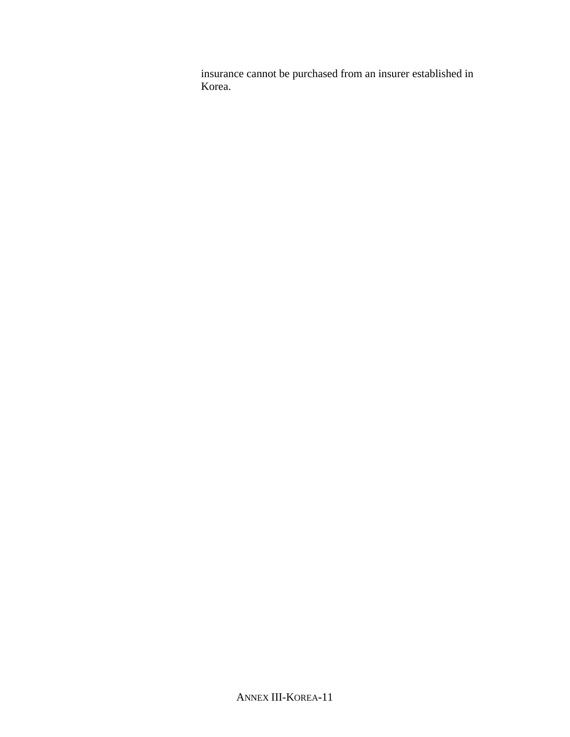insurance cannot be purchased from an insurer established in Korea.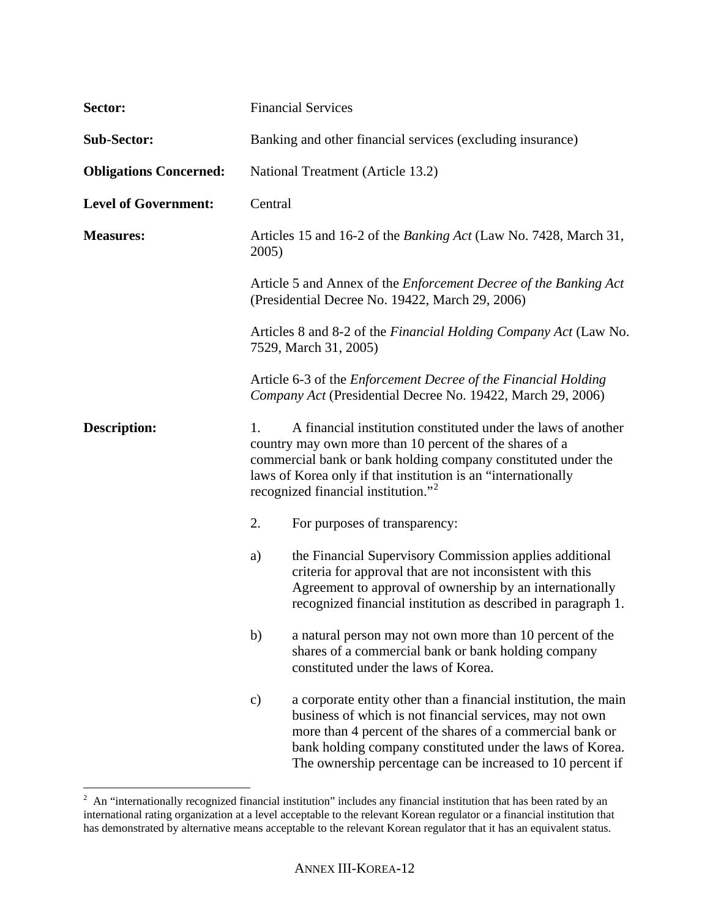**Sector:** Financial Services

**Sub-Sector:** Banking and other financial services (excluding insurance)

**Obligations Concerned:** National Treatment (Article 13.2)

**Level of Government:** Central

**Measures:** Articles 15 and 16-2 of the *Banking Act* (Law No. 7428, March 31, 2005)

Article 5 and Annex of the *Enforcement Decree of the Banking Act* (Presidential Decree No. 19422, March 29, 2006)

Articles 8 and 8-2 of the *Financial Holding Company Act* (Law No. 7529, March 31, 2005)

Article 6-3 of the *Enforcement Decree of the Financial Holding Company Act* (Presidential Decree No. 19422, March 29, 2006)

**Description:**

1. A financial institution constituted under the laws of another country may own more than 10 percent of the shares of a commercial bank or bank holding company constituted under the laws of Korea only if that institution is an "internationally recognized financial institution."[2]

2. For purposes of transparency:

a) the Financial Supervisory Commission applies additional criteria for approval that are not inconsistent with this Agreement to approval of ownership by an internationally recognized financial institution as described in paragraph 1.

b) a natural person may not own more than 10 percent of the shares of a commercial bank or bank holding company constituted under the laws of Korea.

c) a corporate entity other than a financial institution, the main business of which is not financial services, may not own more than 4 percent of the shares of a commercial bank or bank holding company constituted under the laws of Korea. The ownership percentage can be increased to 10 percent if

---

[2] An "internationally recognized financial institution" includes any financial institution that has been rated by an international rating organization at a level acceptable to the relevant Korean regulator or a financial institution that has demonstrated by alternative means acceptable to the relevant Korean regulator that it has an equivalent status.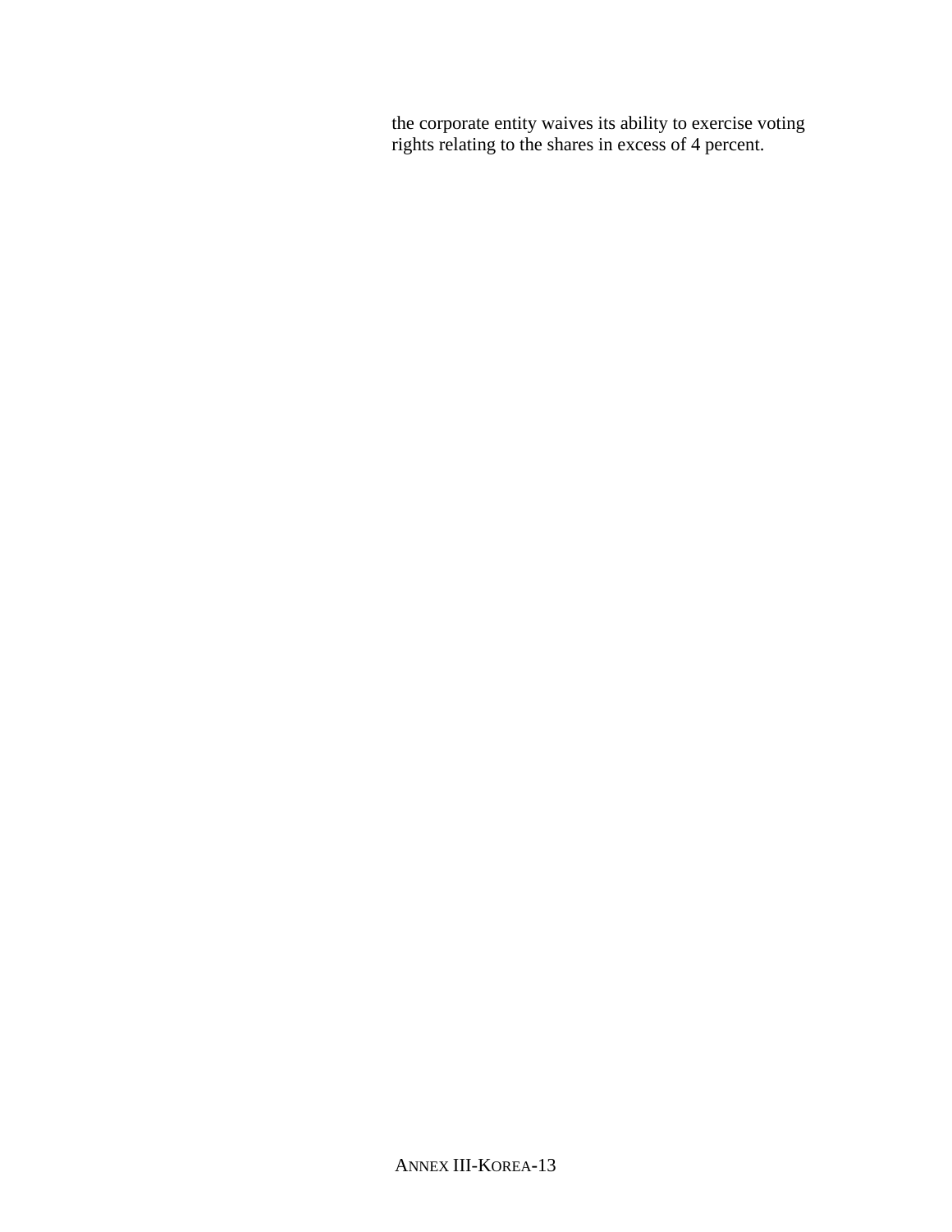the corporate entity waives its ability to exercise voting rights relating to the shares in excess of 4 percent.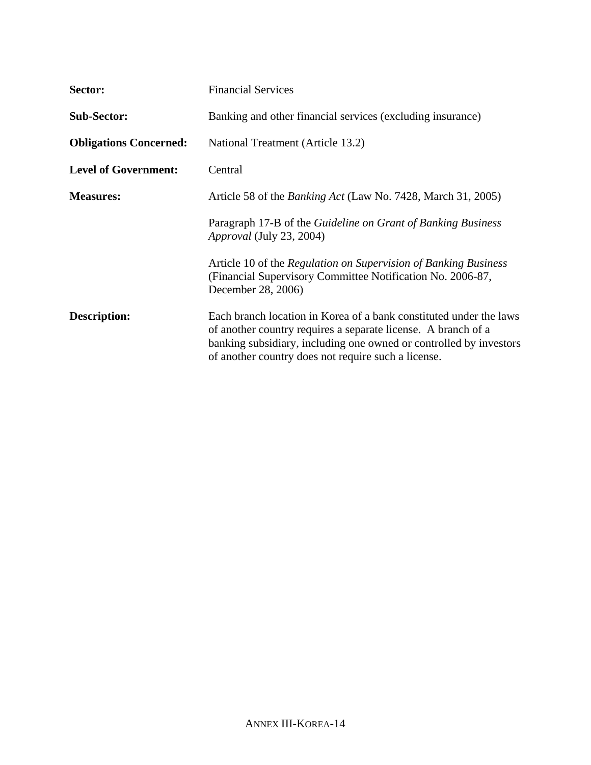| | |
|---|---|
| **Sector:** | Financial Services |
| **Sub-Sector:** | Banking and other financial services (excluding insurance) |
| **Obligations Concerned:** | National Treatment (Article 13.2) |
| **Level of Government:** | Central |
| **Measures:** | Article 58 of the *Banking Act* (Law No. 7428, March 31, 2005)<br><br>Paragraph 17-B of the *Guideline on Grant of Banking Business Approval* (July 23, 2004)<br><br>Article 10 of the *Regulation on Supervision of Banking Business* (Financial Supervisory Committee Notification No. 2006-87, December 28, 2006) |
| **Description:** | Each branch location in Korea of a bank constituted under the laws of another country requires a separate license. A branch of a banking subsidiary, including one owned or controlled by investors of another country does not require such a license. |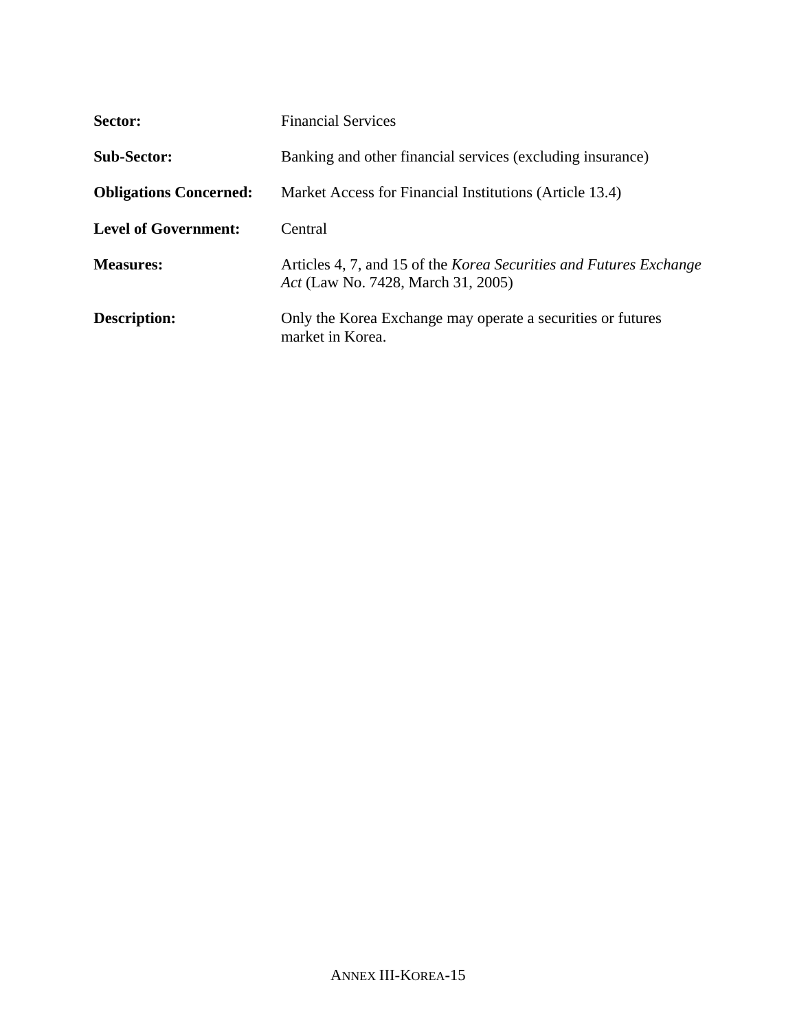**Sector:** Financial Services

**Sub-Sector:** Banking and other financial services (excluding insurance)

**Obligations Concerned:** Market Access for Financial Institutions (Article 13.4)

**Level of Government:** Central

**Measures:** Articles 4, 7, and 15 of the *Korea Securities and Futures Exchange Act* (Law No. 7428, March 31, 2005)

**Description:** Only the Korea Exchange may operate a securities or futures market in Korea.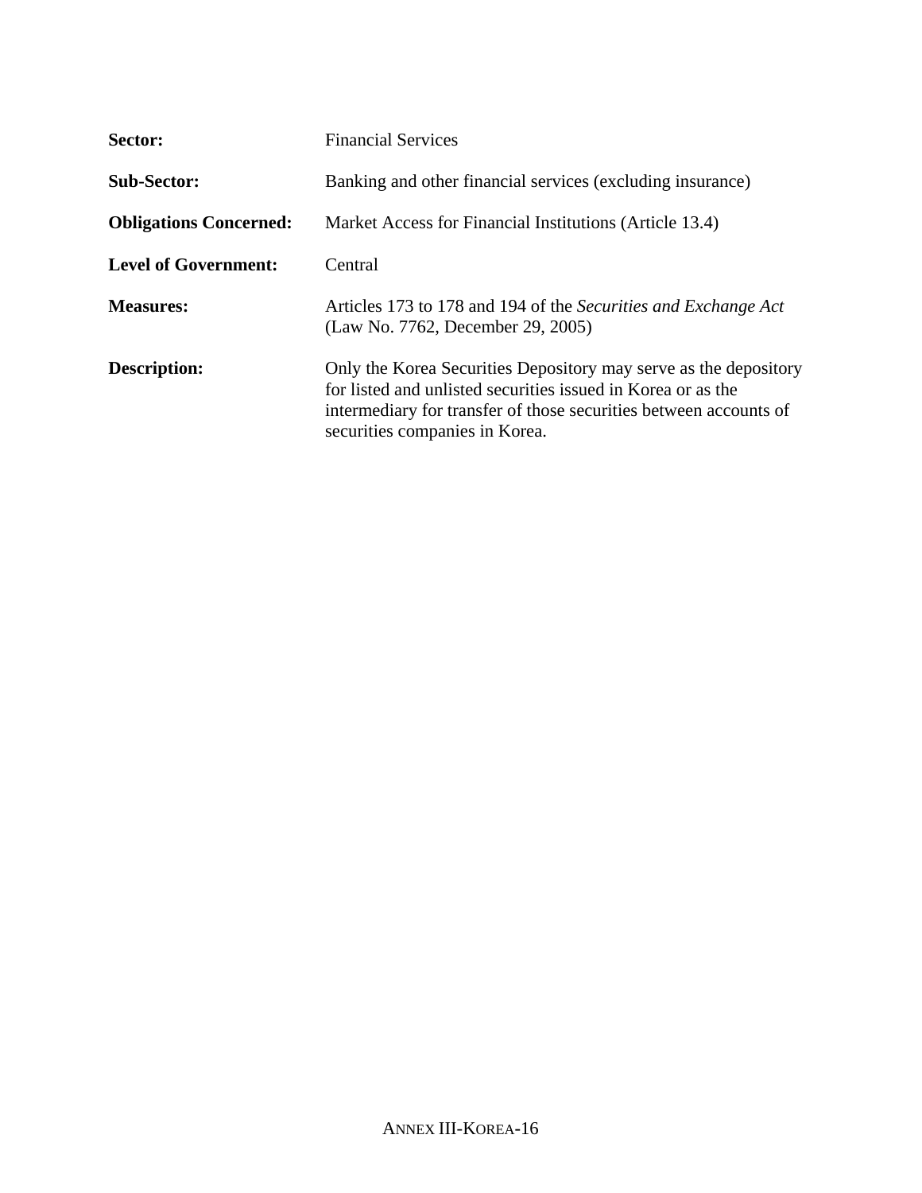**Sector:** Financial Services

**Sub-Sector:** Banking and other financial services (excluding insurance)

**Obligations Concerned:** Market Access for Financial Institutions (Article 13.4)

**Level of Government:** Central

**Measures:** Articles 173 to 178 and 194 of the *Securities and Exchange Act* (Law No. 7762, December 29, 2005)

**Description:** Only the Korea Securities Depository may serve as the depository for listed and unlisted securities issued in Korea or as the intermediary for transfer of those securities between accounts of securities companies in Korea.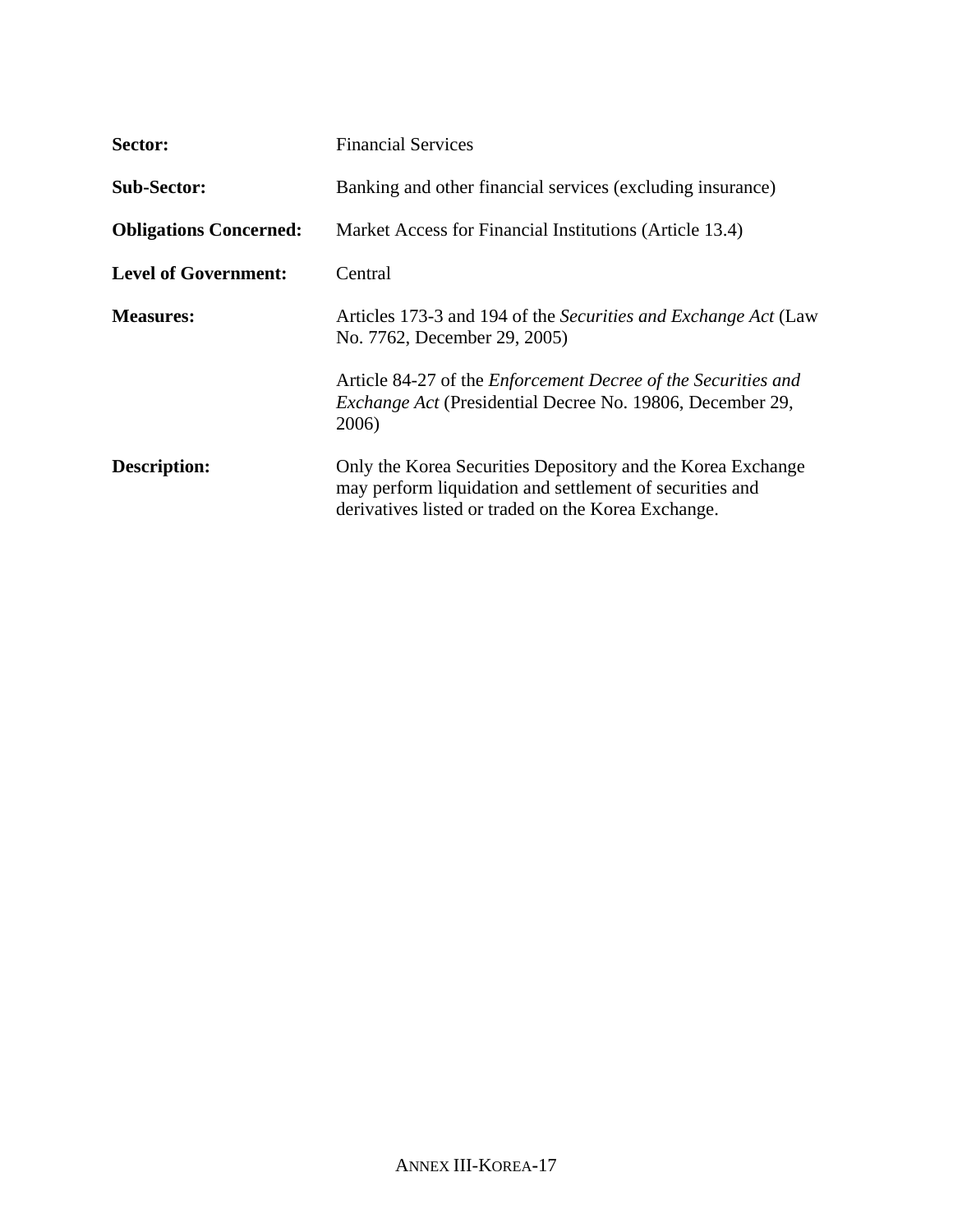**Sector:** Financial Services

**Sub-Sector:** Banking and other financial services (excluding insurance)

**Obligations Concerned:** Market Access for Financial Institutions (Article 13.4)

**Level of Government:** Central

**Measures:** Articles 173-3 and 194 of the *Securities and Exchange Act* (Law No. 7762, December 29, 2005)

Article 84-27 of the *Enforcement Decree of the Securities and Exchange Act* (Presidential Decree No. 19806, December 29, 2006)

**Description:** Only the Korea Securities Depository and the Korea Exchange may perform liquidation and settlement of securities and derivatives listed or traded on the Korea Exchange.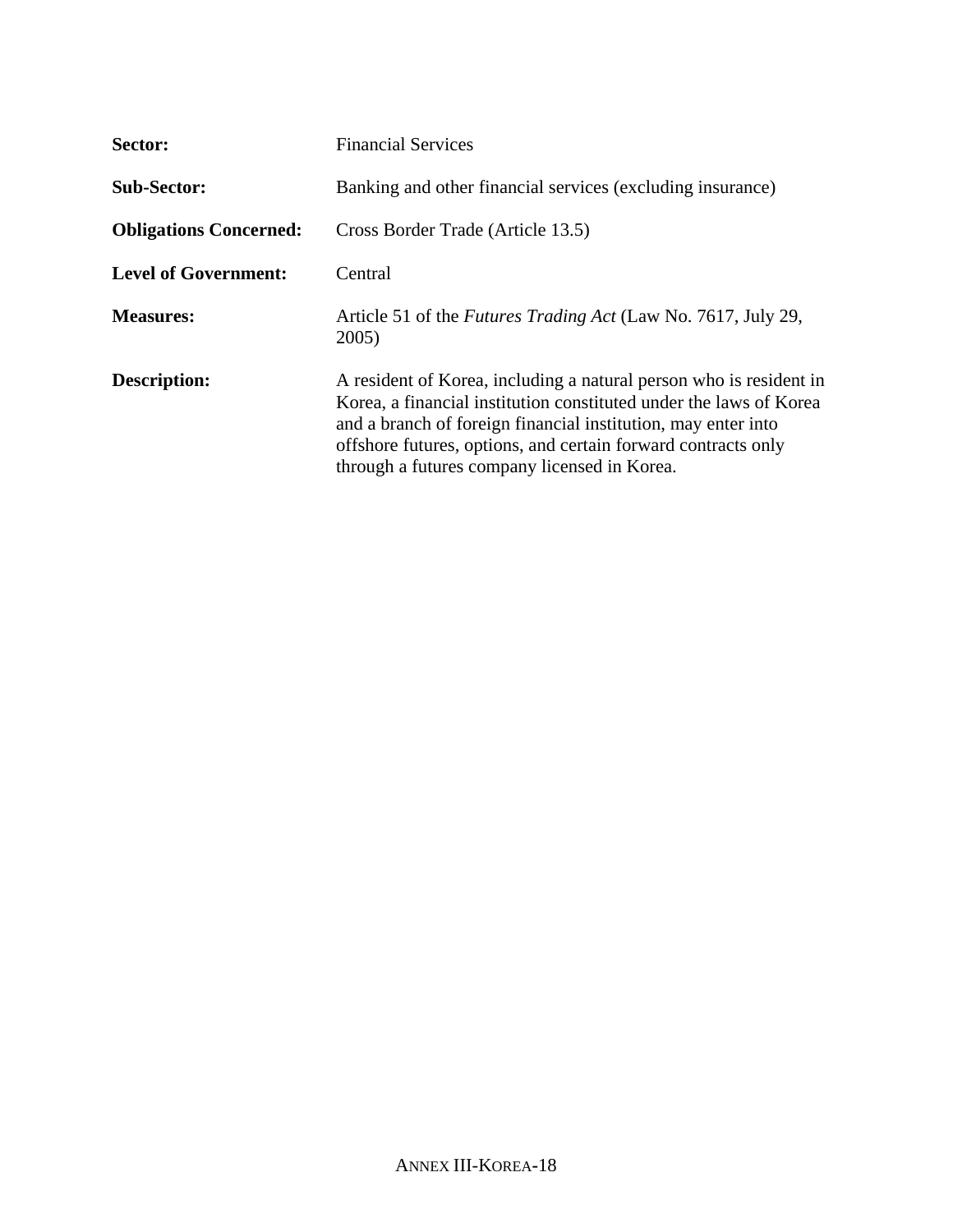**Sector:** Financial Services

**Sub-Sector:** Banking and other financial services (excluding insurance)

**Obligations Concerned:** Cross Border Trade (Article 13.5)

**Level of Government:** Central

**Measures:** Article 51 of the *Futures Trading Act* (Law No. 7617, July 29, 2005)

**Description:** A resident of Korea, including a natural person who is resident in Korea, a financial institution constituted under the laws of Korea and a branch of foreign financial institution, may enter into offshore futures, options, and certain forward contracts only through a futures company licensed in Korea.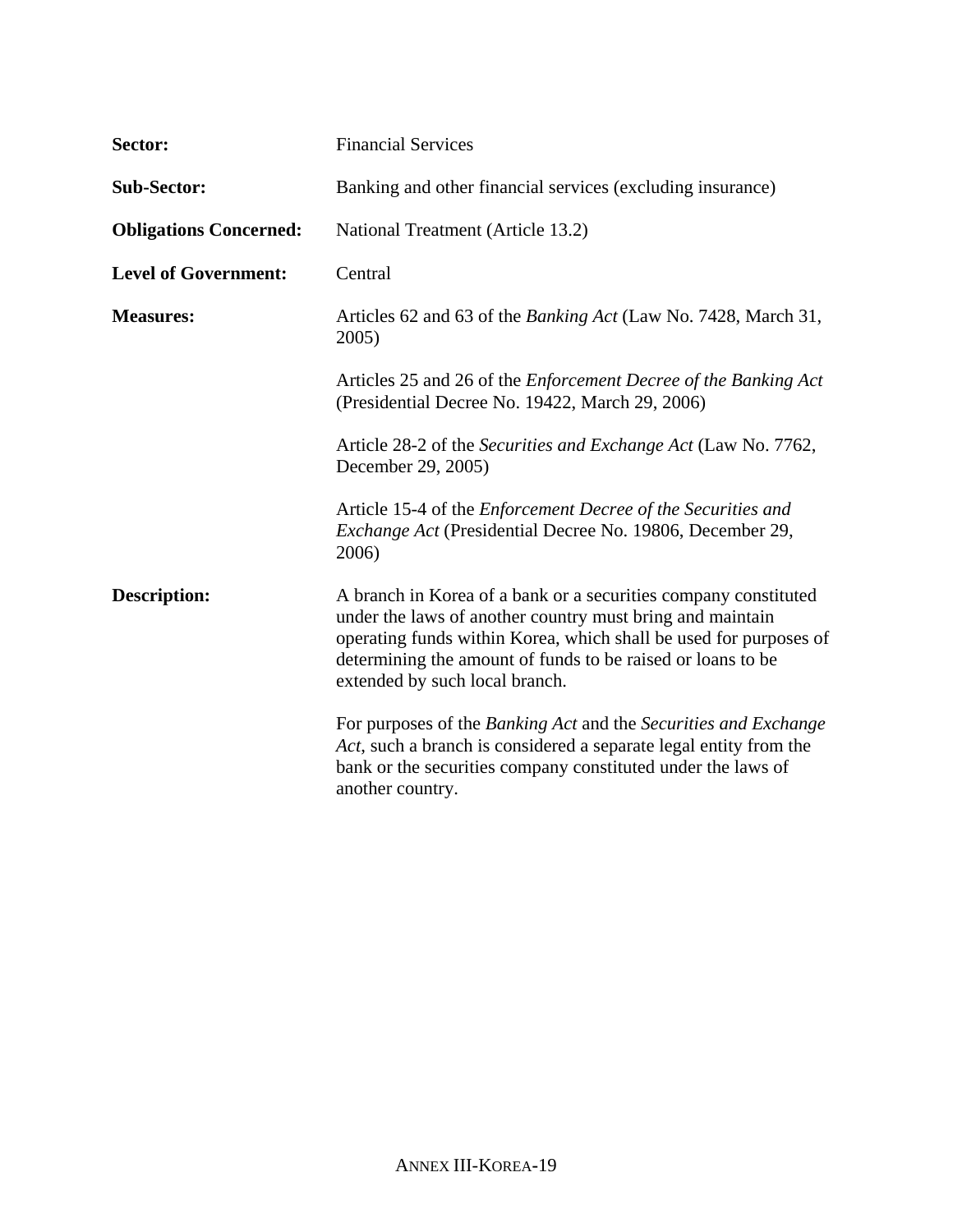| | |
|---|---|
| **Sector:** | Financial Services |
| **Sub-Sector:** | Banking and other financial services (excluding insurance) |
| **Obligations Concerned:** | National Treatment (Article 13.2) |
| **Level of Government:** | Central |
| **Measures:** | Articles 62 and 63 of the *Banking Act* (Law No. 7428, March 31, 2005)<br><br>Articles 25 and 26 of the *Enforcement Decree of the Banking Act* (Presidential Decree No. 19422, March 29, 2006)<br><br>Article 28-2 of the *Securities and Exchange Act* (Law No. 7762, December 29, 2005)<br><br>Article 15-4 of the *Enforcement Decree of the Securities and Exchange Act* (Presidential Decree No. 19806, December 29, 2006) |
| **Description:** | A branch in Korea of a bank or a securities company constituted under the laws of another country must bring and maintain operating funds within Korea, which shall be used for purposes of determining the amount of funds to be raised or loans to be extended by such local branch.<br><br>For purposes of the *Banking Act* and the *Securities and Exchange Act*, such a branch is considered a separate legal entity from the bank or the securities company constituted under the laws of another country. |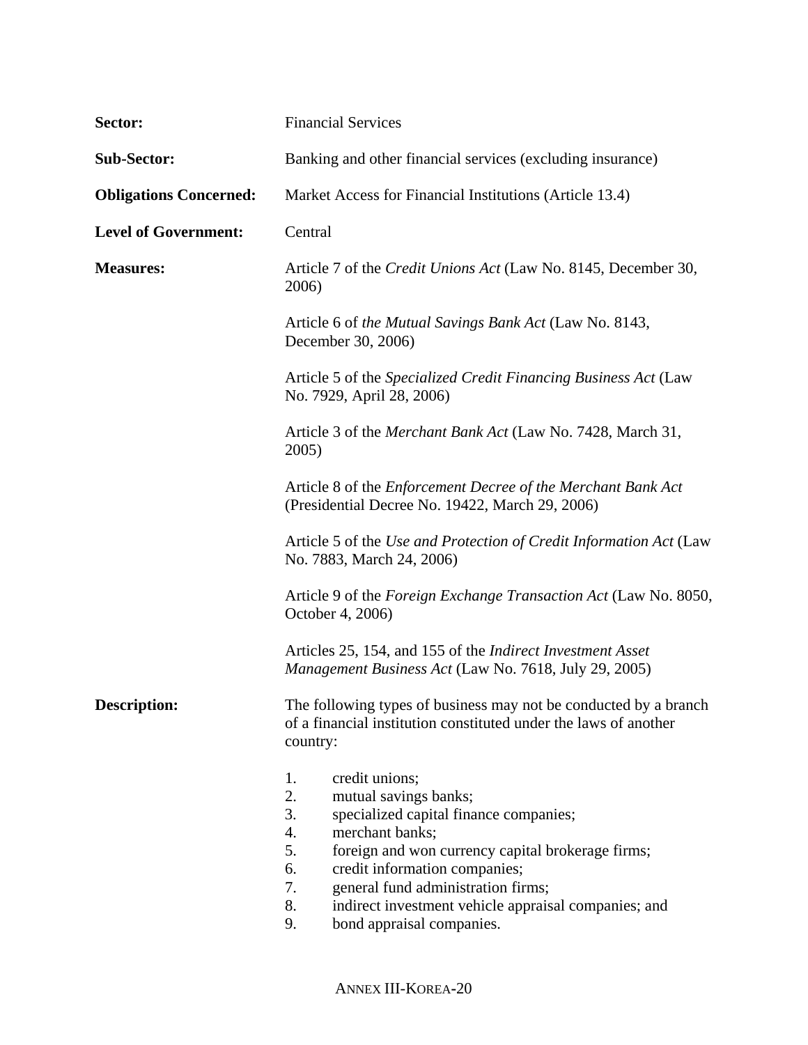**Sector:** Financial Services

**Sub-Sector:** Banking and other financial services (excluding insurance)

**Obligations Concerned:** Market Access for Financial Institutions (Article 13.4)

**Level of Government:** Central

**Measures:** Article 7 of the *Credit Unions Act* (Law No. 8145, December 30, 2006)

Article 6 of *the Mutual Savings Bank Act* (Law No. 8143, December 30, 2006)

Article 5 of the *Specialized Credit Financing Business Act* (Law No. 7929, April 28, 2006)

Article 3 of the *Merchant Bank Act* (Law No. 7428, March 31, 2005)

Article 8 of the *Enforcement Decree of the Merchant Bank Act* (Presidential Decree No. 19422, March 29, 2006)

Article 5 of the *Use and Protection of Credit Information Act* (Law No. 7883, March 24, 2006)

Article 9 of the *Foreign Exchange Transaction Act* (Law No. 8050, October 4, 2006)

Articles 25, 154, and 155 of the *Indirect Investment Asset Management Business Act* (Law No. 7618, July 29, 2005)

**Description:** The following types of business may not be conducted by a branch of a financial institution constituted under the laws of another country:

1. credit unions;
2. mutual savings banks;
3. specialized capital finance companies;
4. merchant banks;
5. foreign and won currency capital brokerage firms;
6. credit information companies;
7. general fund administration firms;
8. indirect investment vehicle appraisal companies; and
9. bond appraisal companies.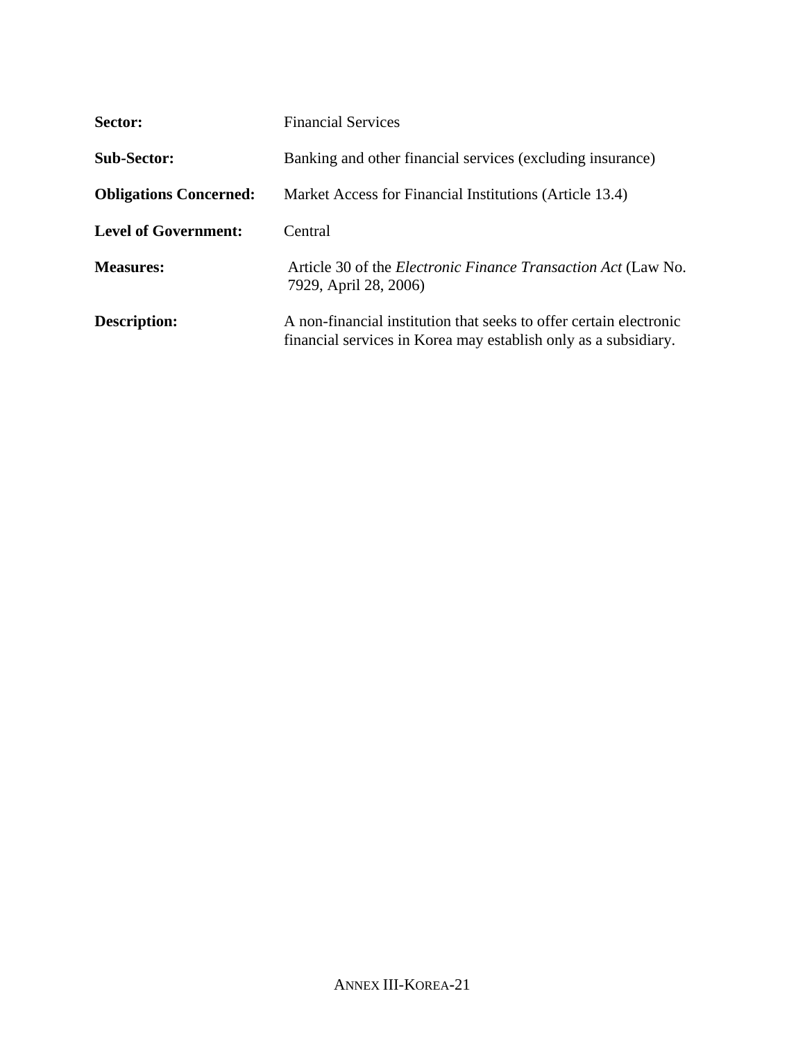**Sector:** Financial Services

**Sub-Sector:** Banking and other financial services (excluding insurance)

**Obligations Concerned:** Market Access for Financial Institutions (Article 13.4)

**Level of Government:** Central

**Measures:** Article 30 of the *Electronic Finance Transaction Act* (Law No. 7929, April 28, 2006)

**Description:** A non-financial institution that seeks to offer certain electronic financial services in Korea may establish only as a subsidiary.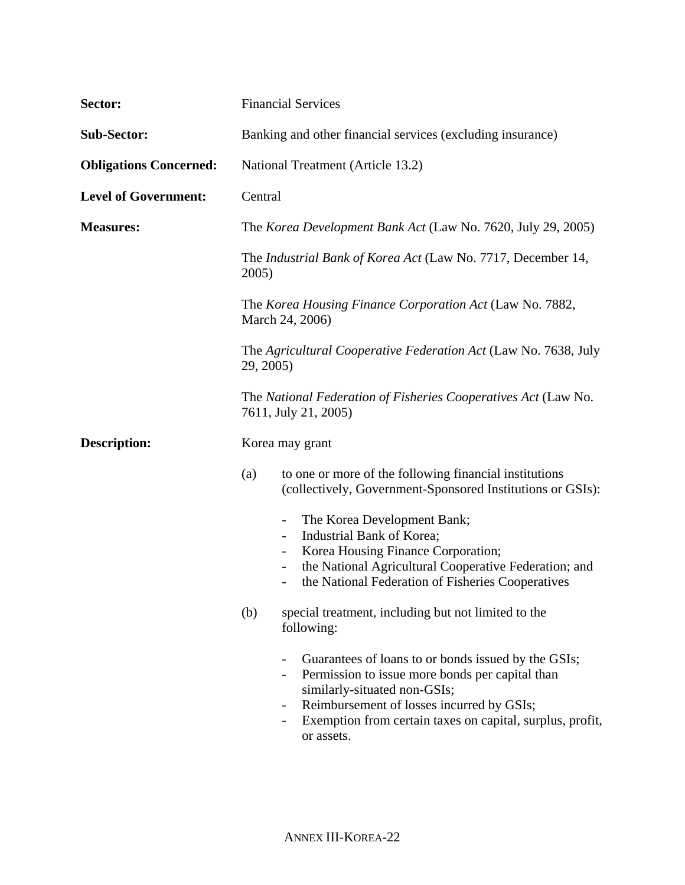**Sector:** Financial Services

**Sub-Sector:** Banking and other financial services (excluding insurance)

**Obligations Concerned:** National Treatment (Article 13.2)

**Level of Government:** Central

**Measures:** The *Korea Development Bank Act* (Law No. 7620, July 29, 2005)

The *Industrial Bank of Korea Act* (Law No. 7717, December 14, 2005)

The *Korea Housing Finance Corporation Act* (Law No. 7882, March 24, 2006)

The *Agricultural Cooperative Federation Act* (Law No. 7638, July 29, 2005)

The *National Federation of Fisheries Cooperatives Act* (Law No. 7611, July 21, 2005)

**Description:** Korea may grant

(a) to one or more of the following financial institutions (collectively, Government-Sponsored Institutions or GSIs):

- The Korea Development Bank;
- Industrial Bank of Korea;
- Korea Housing Finance Corporation;
- the National Agricultural Cooperative Federation; and
- the National Federation of Fisheries Cooperatives

(b) special treatment, including but not limited to the following:

- Guarantees of loans to or bonds issued by the GSIs;
- Permission to issue more bonds per capital than similarly-situated non-GSIs;
- Reimbursement of losses incurred by GSIs;
- Exemption from certain taxes on capital, surplus, profit, or assets.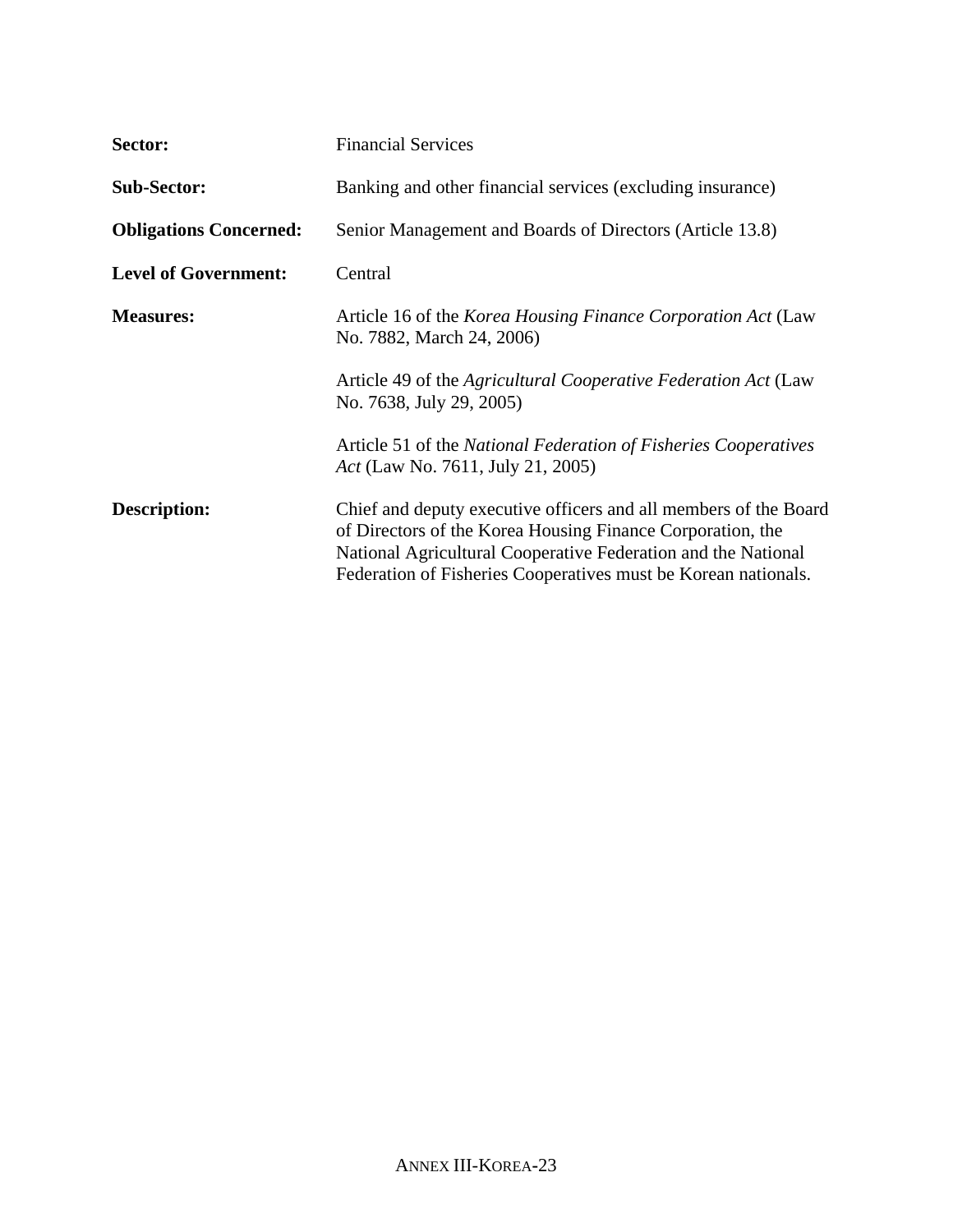**Sector:** Financial Services

**Sub-Sector:** Banking and other financial services (excluding insurance)

**Obligations Concerned:** Senior Management and Boards of Directors (Article 13.8)

**Level of Government:** Central

**Measures:** Article 16 of the *Korea Housing Finance Corporation Act* (Law No. 7882, March 24, 2006)

Article 49 of the *Agricultural Cooperative Federation Act* (Law No. 7638, July 29, 2005)

Article 51 of the *National Federation of Fisheries Cooperatives Act* (Law No. 7611, July 21, 2005)

**Description:** Chief and deputy executive officers and all members of the Board of Directors of the Korea Housing Finance Corporation, the National Agricultural Cooperative Federation and the National Federation of Fisheries Cooperatives must be Korean nationals.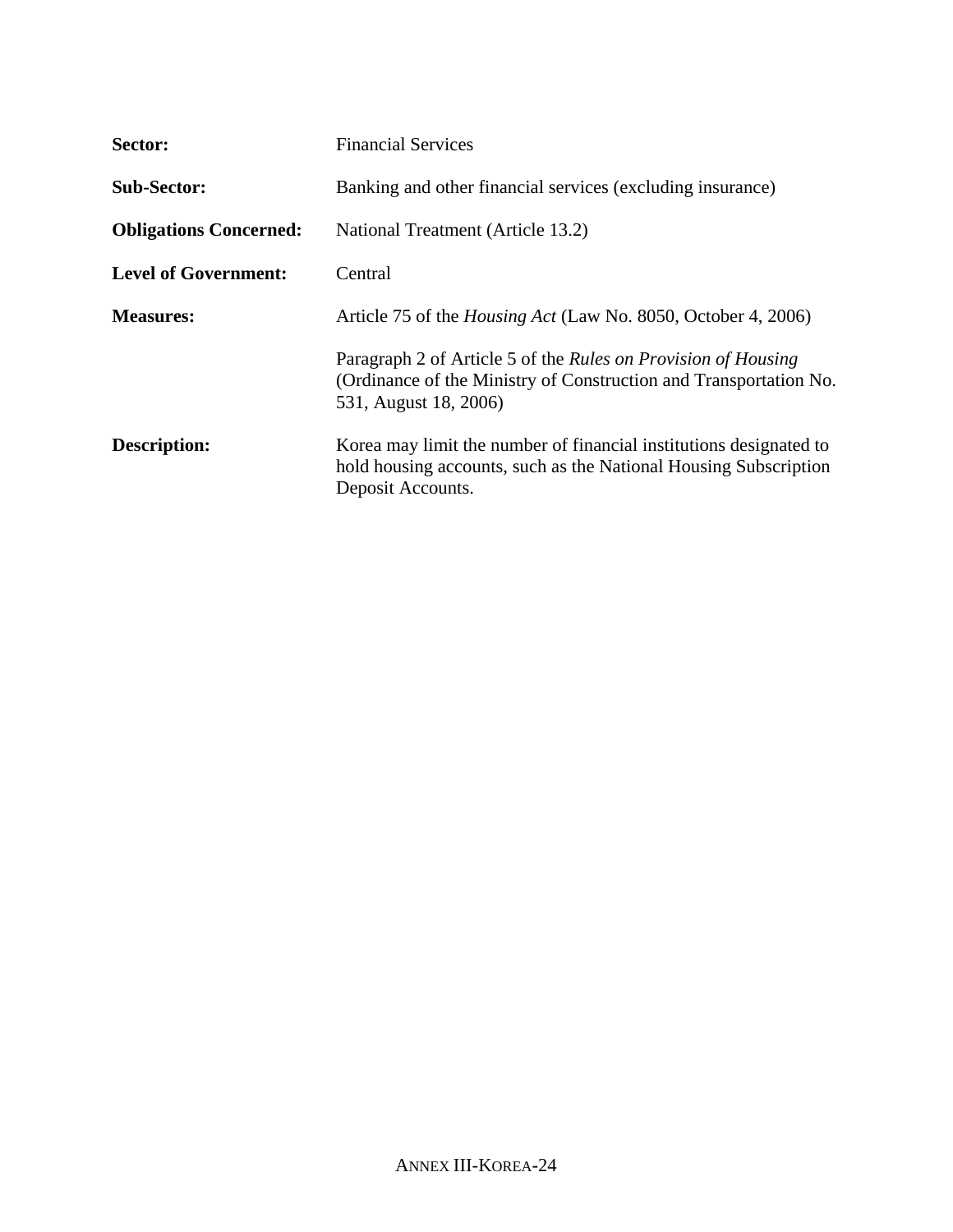**Sector:** Financial Services

**Sub-Sector:** Banking and other financial services (excluding insurance)

**Obligations Concerned:** National Treatment (Article 13.2)

**Level of Government:** Central

**Measures:** Article 75 of the *Housing Act* (Law No. 8050, October 4, 2006)

Paragraph 2 of Article 5 of the *Rules on Provision of Housing* (Ordinance of the Ministry of Construction and Transportation No. 531, August 18, 2006)

**Description:** Korea may limit the number of financial institutions designated to hold housing accounts, such as the National Housing Subscription Deposit Accounts.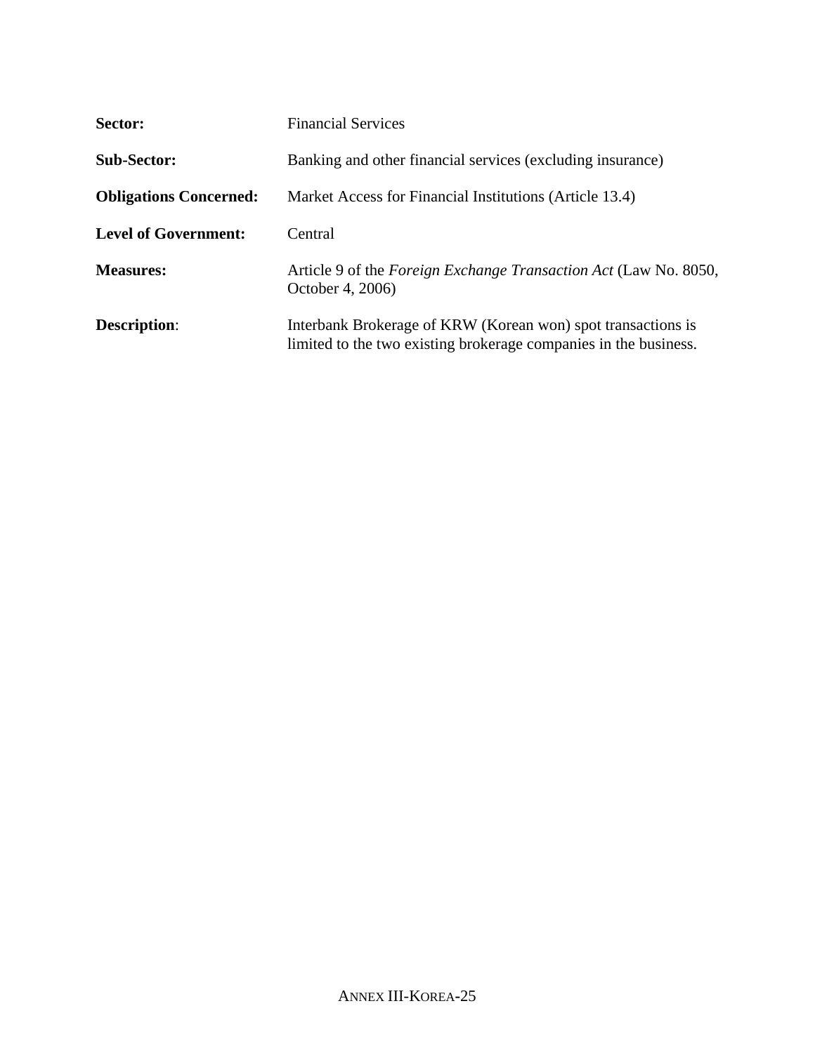**Sector:** Financial Services

**Sub-Sector:** Banking and other financial services (excluding insurance)

**Obligations Concerned:** Market Access for Financial Institutions (Article 13.4)

**Level of Government:** Central

**Measures:** Article 9 of the *Foreign Exchange Transaction Act* (Law No. 8050, October 4, 2006)

**Description**: Interbank Brokerage of KRW (Korean won) spot transactions is limited to the two existing brokerage companies in the business.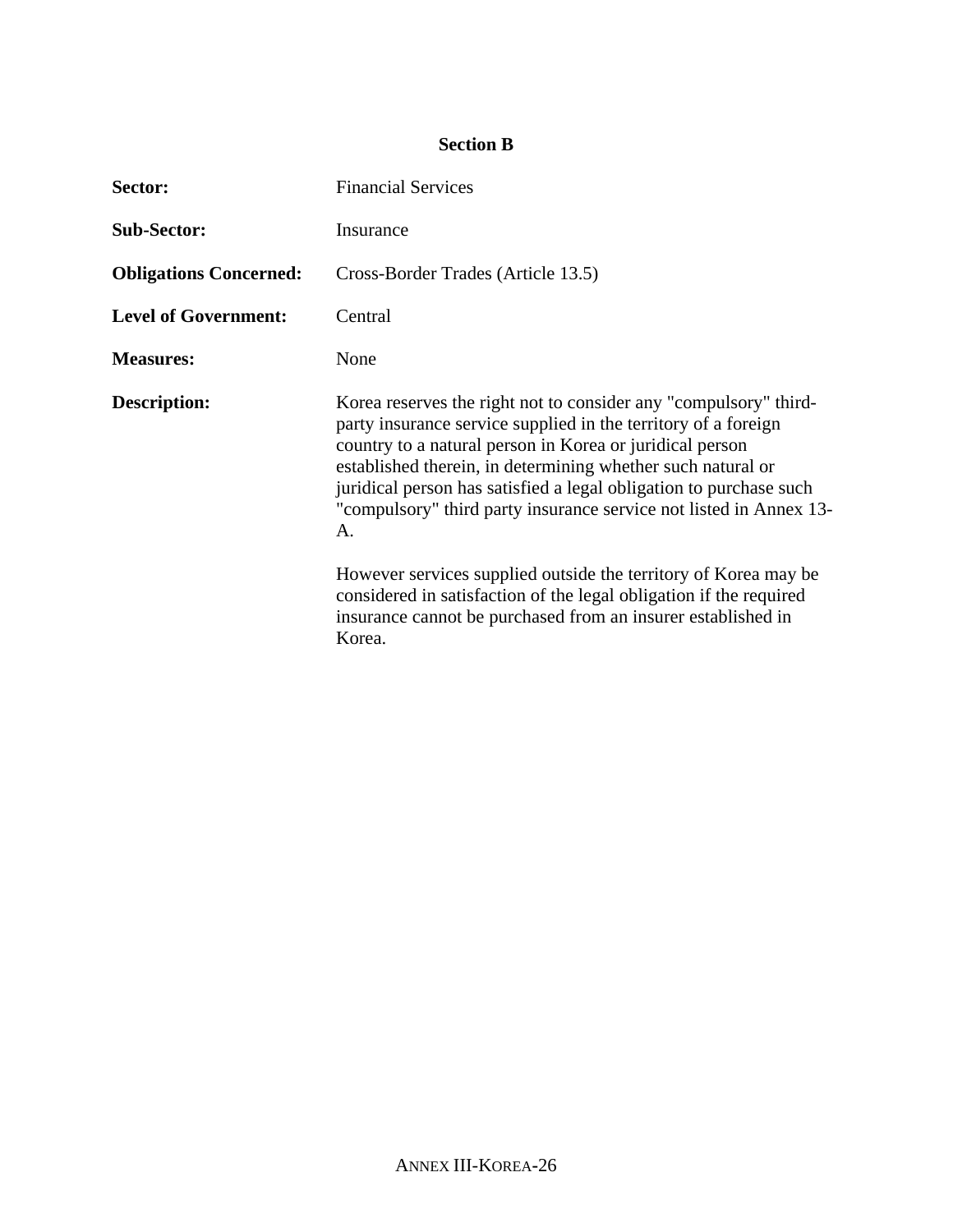## Section B

**Sector:** Financial Services

**Sub-Sector:** Insurance

**Obligations Concerned:** Cross-Border Trades (Article 13.5)

**Level of Government:** Central

**Measures:** None

**Description:** Korea reserves the right not to consider any "compulsory" third-party insurance service supplied in the territory of a foreign country to a natural person in Korea or juridical person established therein, in determining whether such natural or juridical person has satisfied a legal obligation to purchase such "compulsory" third party insurance service not listed in Annex 13-A.

However services supplied outside the territory of Korea may be considered in satisfaction of the legal obligation if the required insurance cannot be purchased from an insurer established in Korea.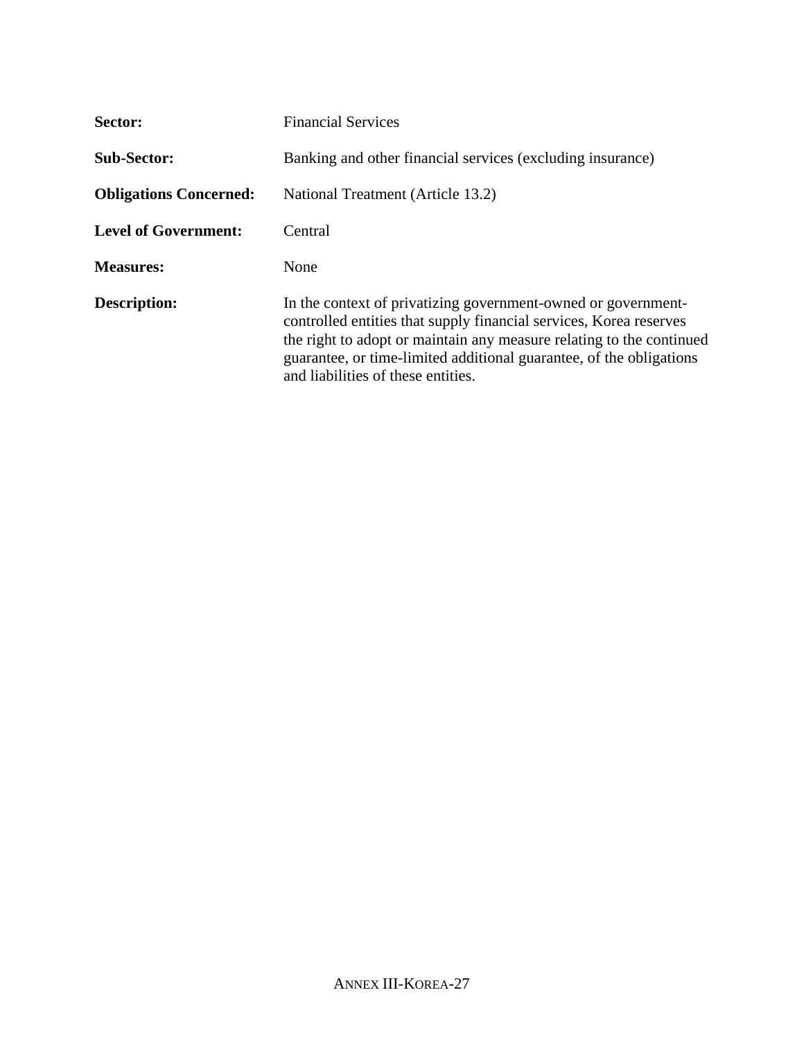**Sector:** Financial Services

**Sub-Sector:** Banking and other financial services (excluding insurance)

**Obligations Concerned:** National Treatment (Article 13.2)

**Level of Government:** Central

**Measures:** None

**Description:** In the context of privatizing government-owned or government-controlled entities that supply financial services, Korea reserves the right to adopt or maintain any measure relating to the continued guarantee, or time-limited additional guarantee, of the obligations and liabilities of these entities.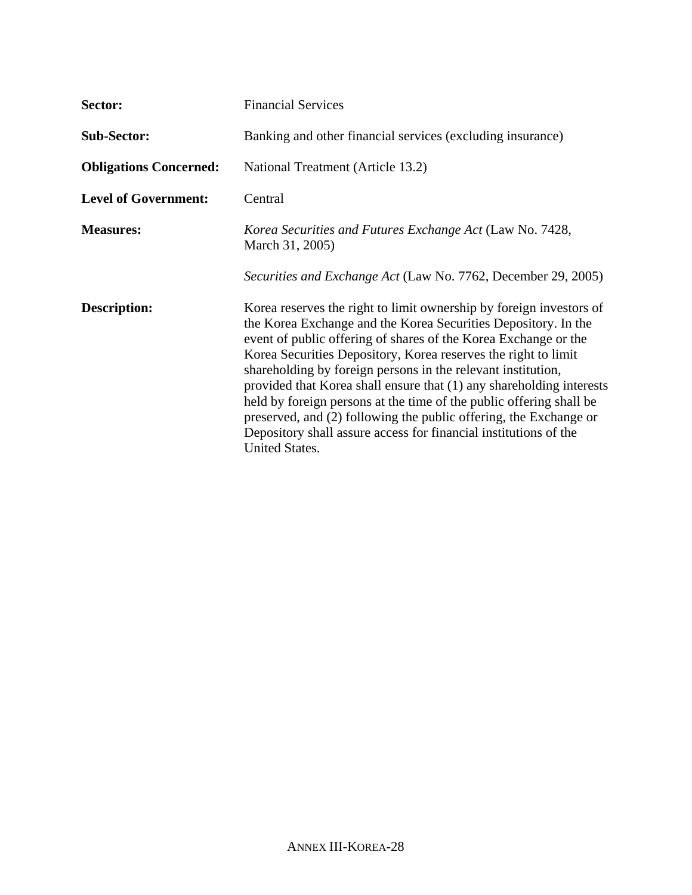| | |
|---|---|
| **Sector:** | Financial Services |
| **Sub-Sector:** | Banking and other financial services (excluding insurance) |
| **Obligations Concerned:** | National Treatment (Article 13.2) |
| **Level of Government:** | Central |
| **Measures:** | *Korea Securities and Futures Exchange Act* (Law No. 7428, March 31, 2005)<br><br>*Securities and Exchange Act* (Law No. 7762, December 29, 2005) |
| **Description:** | Korea reserves the right to limit ownership by foreign investors of the Korea Exchange and the Korea Securities Depository. In the event of public offering of shares of the Korea Exchange or the Korea Securities Depository, Korea reserves the right to limit shareholding by foreign persons in the relevant institution, provided that Korea shall ensure that (1) any shareholding interests held by foreign persons at the time of the public offering shall be preserved, and (2) following the public offering, the Exchange or Depository shall assure access for financial institutions of the United States. |